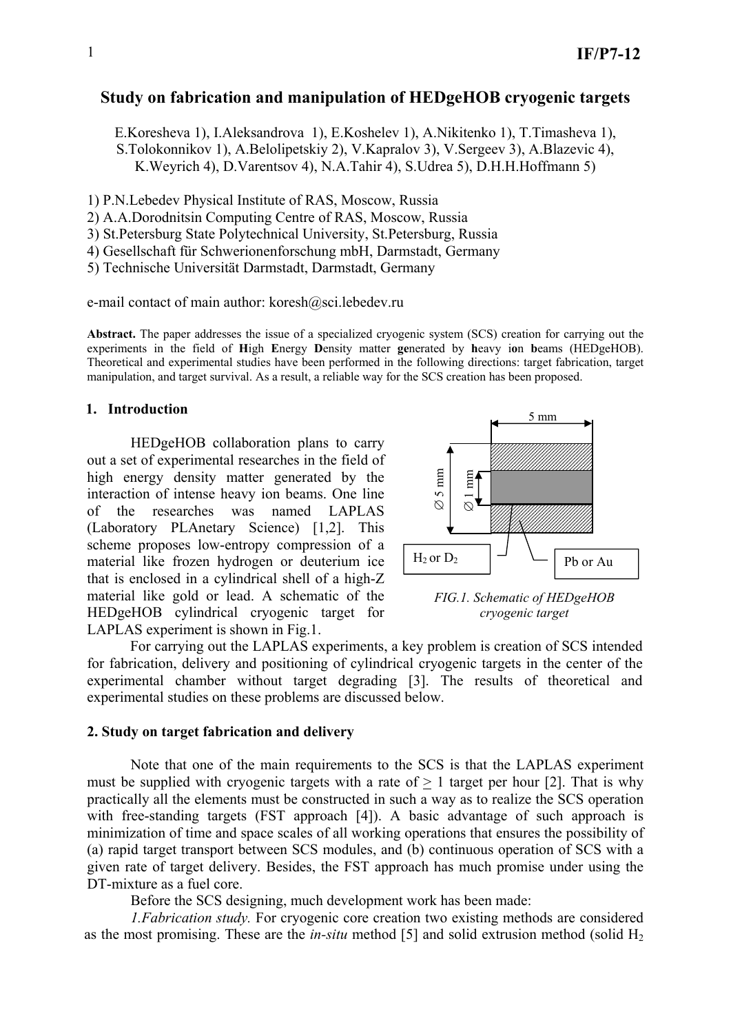# Study on fabrication and manipulation of HEDgeHOB cryogenic targets

E.Koresheva 1), I.Aleksandrova 1), E.Koshelev 1), A.Nikitenko 1), T.Timasheva 1), S.Tolokonnikov 1), A.Belolipetskiy 2), V.Kapralov 3), V.Sergeev 3), A.Blazevic 4), K.Weyrich 4), D.Varentsov 4), N.A.Tahir 4), S.Udrea 5), D.H.H.Hoffmann 5)

1) P.N.Lebedev Physical Institute of RAS, Moscow, Russia
2) A.A.Dorodnitsin Computing Centre of RAS, Moscow, Russia
3) St.Petersburg State Polytechnical University, St.Petersburg, Russia
4) Gesellschaft für Schwerionenforschung mbH, Darmstadt, Germany
5) Technische Universität Darmstadt, Darmstadt, Germany

e-mail contact of main author: koresh@sci.lebedev.ru

**Abstract.** The paper addresses the issue of a specialized cryogenic system (SCS) creation for carrying out the experiments in the field of **H**igh **E**nergy **D**ensity matter **ge**nerated by **h**eavy i**o**n **b**eams (HEDgeHOB). Theoretical and experimental studies have been performed in the following directions: target fabrication, target manipulation, and target survival. As a result, a reliable way for the SCS creation has been proposed.

## 1. Introduction

HEDgeHOB collaboration plans to carry out a set of experimental researches in the field of high energy density matter generated by the interaction of intense heavy ion beams. One line of the researches was named LAPLAS (Laboratory PLAnetary Science) [1,2]. This scheme proposes low-entropy compression of a material like frozen hydrogen or deuterium ice that is enclosed in a cylindrical shell of a high-Z material like gold or lead. A schematic of the HEDgeHOB cylindrical cryogenic target for LAPLAS experiment is shown in Fig.1.

5 mm

∅ 5 mm ∅ 1 mm

$H_2$ or $D_2$ Pb or Au

*FIG.1. Schematic of HEDgeHOB cryogenic target*

For carrying out the LAPLAS experiments, a key problem is creation of SCS intended for fabrication, delivery and positioning of cylindrical cryogenic targets in the center of the experimental chamber without target degrading [3]. The results of theoretical and experimental studies on these problems are discussed below.

## 2. Study on target fabrication and delivery

Note that one of the main requirements to the SCS is that the LAPLAS experiment must be supplied with cryogenic targets with a rate of $\geq$ 1 target per hour [2]. That is why practically all the elements must be constructed in such a way as to realize the SCS operation with free-standing targets (FST approach [4]). A basic advantage of such approach is minimization of time and space scales of all working operations that ensures the possibility of (a) rapid target transport between SCS modules, and (b) continuous operation of SCS with a given rate of target delivery. Besides, the FST approach has much promise under using the DT-mixture as a fuel core.

Before the SCS designing, much development work has been made:

*1.Fabrication study.* For cryogenic core creation two existing methods are considered as the most promising. These are the *in-situ* method [5] and solid extrusion method (solid $H_2$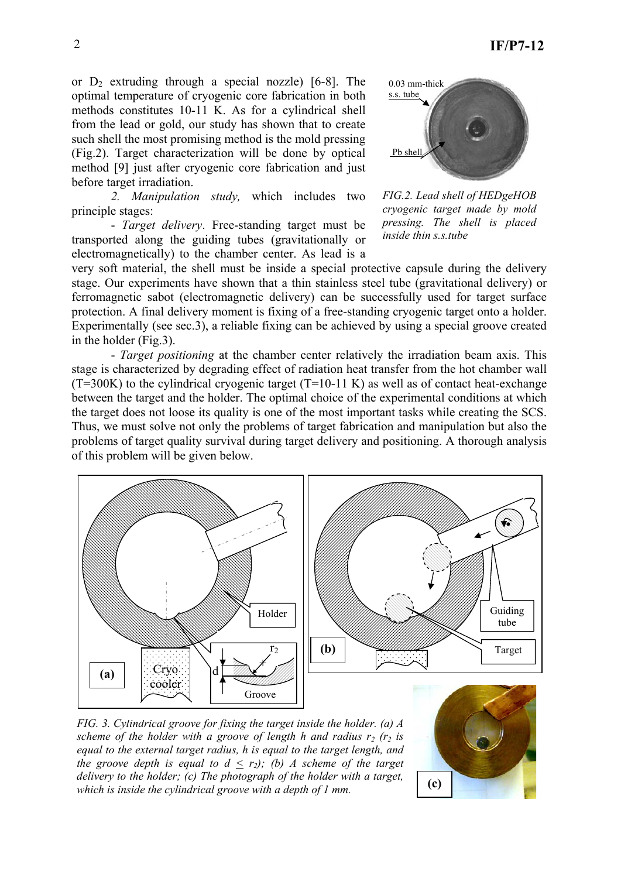or $D_2$ extruding through a special nozzle) [6-8]. The optimal temperature of cryogenic core fabrication in both methods constitutes 10-11 K. As for a cylindrical shell from the lead or gold, our study has shown that to create such shell the most promising method is the mold pressing (Fig.2). Target characterization will be done by optical method [9] just after cryogenic core fabrication and just before target irradiation.

*FIG.2. Lead shell of HEDgeHOB cryogenic target made by mold pressing. The shell is placed inside thin s.s.tube*

*2. Manipulation study,* which includes two principle stages:

- *Target delivery*. Free-standing target must be transported along the guiding tubes (gravitationally or electromagnetically) to the chamber center. As lead is a very soft material, the shell must be inside a special protective capsule during the delivery stage. Our experiments have shown that a thin stainless steel tube (gravitational delivery) or ferromagnetic sabot (electromagnetic delivery) can be successfully used for target surface protection. A final delivery moment is fixing of a free-standing cryogenic target onto a holder. Experimentally (see sec.3), a reliable fixing can be achieved by using a special groove created in the holder (Fig.3).

- *Target positioning* at the chamber center relatively the irradiation beam axis. This stage is characterized by degrading effect of radiation heat transfer from the hot chamber wall (T=300K) to the cylindrical cryogenic target (T=10-11 K) as well as of contact heat-exchange between the target and the holder. The optimal choice of the experimental conditions at which the target does not loose its quality is one of the most important tasks while creating the SCS. Thus, we must solve not only the problems of target fabrication and manipulation but also the problems of target quality survival during target delivery and positioning. A thorough analysis of this problem will be given below.

*FIG. 3. Cylindrical groove for fixing the target inside the holder. (a) A scheme of the holder with a groove of length h and radius $r_2$ ($r_2$ is equal to the external target radius, h is equal to the target length, and the groove depth is equal to $d \leq r_2$); (b) A scheme of the target delivery to the holder; (c) The photograph of the holder with a target, which is inside the cylindrical groove with a depth of 1 mm.*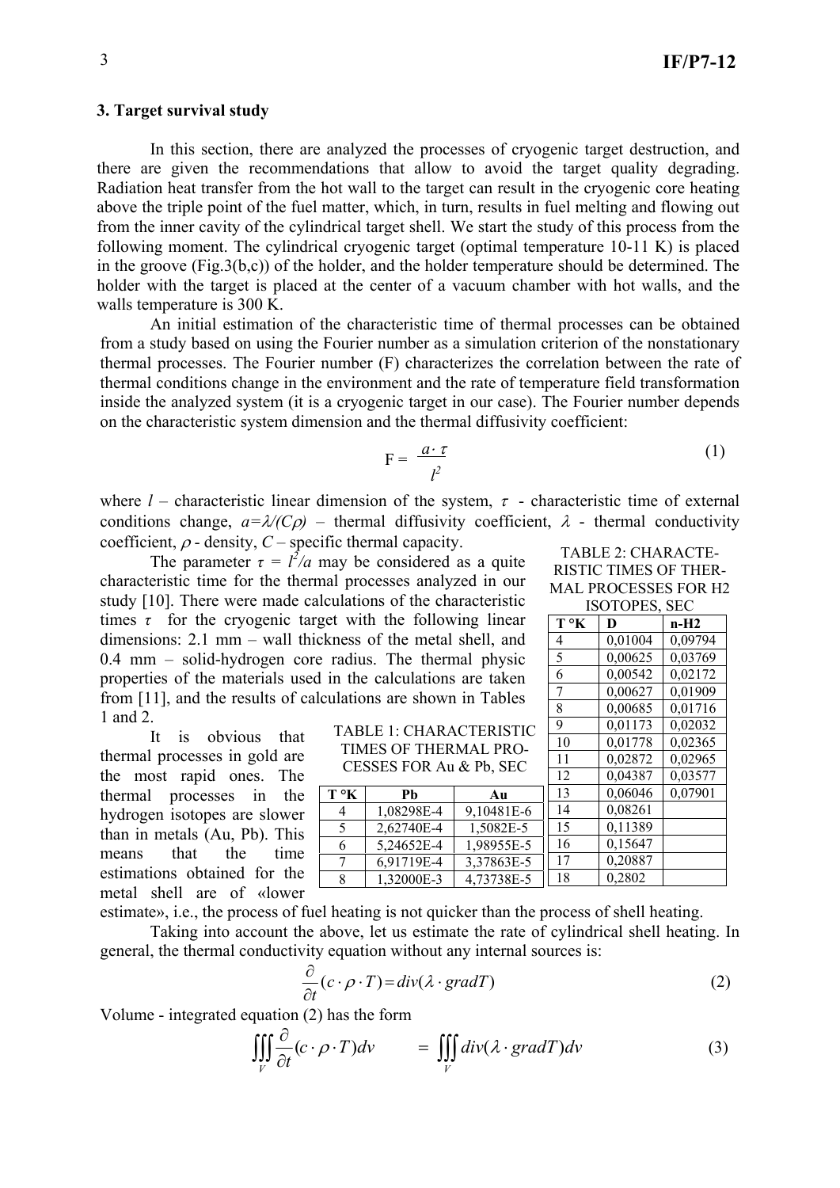### 3. Target survival study

In this section, there are analyzed the processes of cryogenic target destruction, and there are given the recommendations that allow to avoid the target quality degrading. Radiation heat transfer from the hot wall to the target can result in the cryogenic core heating above the triple point of the fuel matter, which, in turn, results in fuel melting and flowing out from the inner cavity of the cylindrical target shell. We start the study of this process from the following moment. The cylindrical cryogenic target (optimal temperature 10-11 K) is placed in the groove (Fig.3(b,c)) of the holder, and the holder temperature should be determined. The holder with the target is placed at the center of a vacuum chamber with hot walls, and the walls temperature is 300 K.

An initial estimation of the characteristic time of thermal processes can be obtained from a study based on using the Fourier number as a simulation criterion of the nonstationary thermal processes. The Fourier number (F) characterizes the correlation between the rate of thermal conditions change in the environment and the rate of temperature field transformation inside the analyzed system (it is a cryogenic target in our case). The Fourier number depends on the characteristic system dimension and the thermal diffusivity coefficient:

$$F = \frac{a \cdot \tau}{l^2} \tag{1}$$

where $l$ – characteristic linear dimension of the system, $\tau$ - characteristic time of external conditions change, $a=\lambda/(C\rho)$ – thermal diffusivity coefficient, $\lambda$ - thermal conductivity coefficient, $\rho$ - density, $C$ – specific thermal capacity.

The parameter $\tau = l^2/a$ may be considered as a quite characteristic time for the thermal processes analyzed in our study [10]. There were made calculations of the characteristic times $\tau$ for the cryogenic target with the following linear dimensions: 2.1 mm – wall thickness of the metal shell, and 0.4 mm – solid-hydrogen core radius. The thermal physic properties of the materials used in the calculations are taken from [11], and the results of calculations are shown in Tables 1 and 2.

TABLE 1: CHARACTERISTIC TIMES OF THERMAL PROCESSES FOR Au & Pb, SEC

| T °K | Pb | Au |
|---|---|---|
| 4 | 1,08298E-4 | 9,10481E-6 |
| 5 | 2,62740E-4 | 1,5082E-5 |
| 6 | 5,24652E-4 | 1,98955E-5 |
| 7 | 6,91719E-4 | 3,37863E-5 |
| 8 | 1,32000E-3 | 4,73738E-5 |

TABLE 2: CHARACTERISTIC TIMES OF THERMAL PROCESSES FOR H2 ISOTOPES, SEC

| T °K | D | n-H2 |
|---|---|---|
| 4 | 0,01004 | 0,09794 |
| 5 | 0,00625 | 0,03769 |
| 6 | 0,00542 | 0,02172 |
| 7 | 0,00627 | 0,01909 |
| 8 | 0,00685 | 0,01716 |
| 9 | 0,01173 | 0,02032 |
| 10 | 0,01778 | 0,02365 |
| 11 | 0,02872 | 0,02965 |
| 12 | 0,04387 | 0,03577 |
| 13 | 0,06046 | 0,07901 |
| 14 | 0,08261 | |
| 15 | 0,11389 | |
| 16 | 0,15647 | |
| 17 | 0,20887 | |
| 18 | 0,2802 | |

It is obvious that thermal processes in gold are the most rapid ones. The thermal processes in the hydrogen isotopes are slower than in metals (Au, Pb). This means that the time estimations obtained for the metal shell are of «lower estimate», i.e., the process of fuel heating is not quicker than the process of shell heating.

Taking into account the above, let us estimate the rate of cylindrical shell heating. In general, the thermal conductivity equation without any internal sources is:

$$\frac{\partial}{\partial t}(c \cdot \rho \cdot T) = div(\lambda \cdot gradT) \tag{2}$$

Volume - integrated equation (2) has the form

$$\iiint_V \frac{\partial}{\partial t}(c \cdot \rho \cdot T)dv = \iiint_V div(\lambda \cdot gradT)dv \tag{3}$$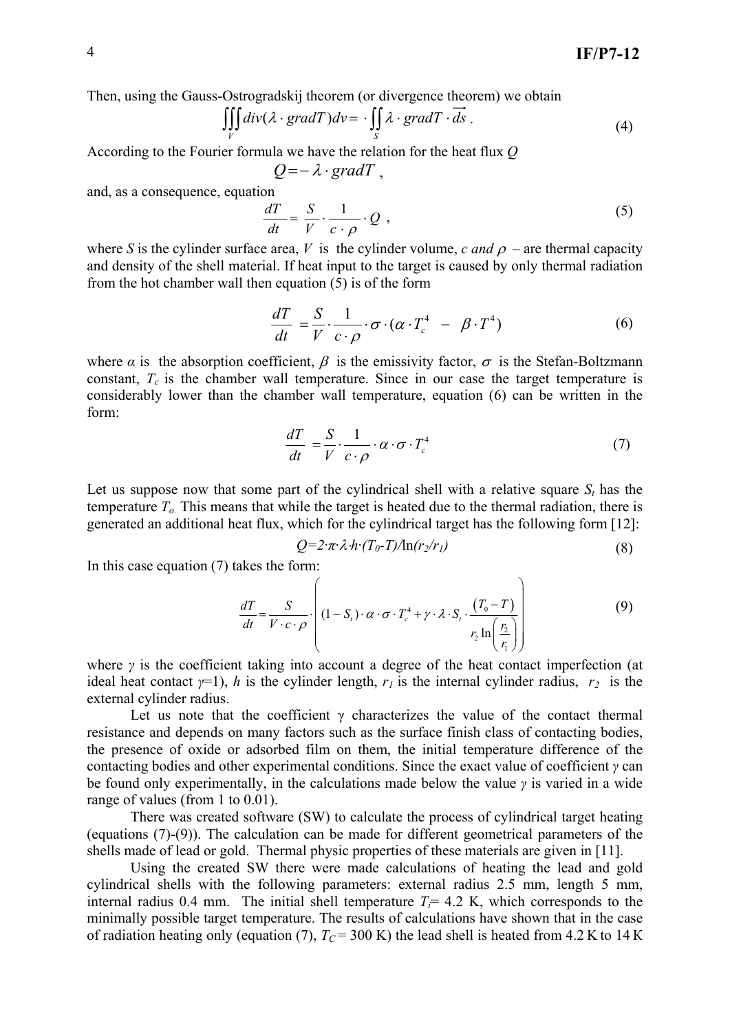Then, using the Gauss-Ostrogradskij theorem (or divergence theorem) we obtain

$$\iiint_V div(\lambda \cdot gradT)dv = \cdot \iint_S \lambda \cdot gradT \cdot \overrightarrow{ds} \; . \tag{4}$$

According to the Fourier formula we have the relation for the heat flux $Q$

$$Q = -\lambda \cdot gradT \; ,$$

and, as a consequence, equation

$$\frac{dT}{dt} = \frac{S}{V} \cdot \frac{1}{c \cdot \rho} \cdot Q \; , \tag{5}$$

where $S$ is the cylinder surface area, $V$ is the cylinder volume, $c$ *and* $\rho$ – are thermal capacity and density of the shell material. If heat input to the target is caused by only thermal radiation from the hot chamber wall then equation (5) is of the form

$$\frac{dT}{dt} = \frac{S}{V} \cdot \frac{1}{c \cdot \rho} \cdot \sigma \cdot (\alpha \cdot T_c^4 \; - \; \beta \cdot T^4) \tag{6}$$

where $\alpha$ is the absorption coefficient, $\beta$ is the emissivity factor, $\sigma$ is the Stefan-Boltzmann constant, $T_c$ is the chamber wall temperature. Since in our case the target temperature is considerably lower than the chamber wall temperature, equation (6) can be written in the form:

$$\frac{dT}{dt} = \frac{S}{V} \cdot \frac{1}{c \cdot \rho} \cdot \alpha \cdot \sigma \cdot T_c^4 \tag{7}$$

Let us suppose now that some part of the cylindrical shell with a relative square $S_t$ has the temperature $T_o$. This means that while the target is heated due to the thermal radiation, there is generated an additional heat flux, which for the cylindrical target has the following form [12]:

$$Q = 2 \cdot \pi \cdot \lambda \cdot h \cdot (T_0 - T) / \ln(r_2/r_1) \tag{8}$$

In this case equation (7) takes the form:

$$\frac{dT}{dt} = \frac{S}{V \cdot c \cdot \rho} \cdot \left( (1 - S_t) \cdot \alpha \cdot \sigma \cdot T_c^4 + \gamma \cdot \lambda \cdot S_t \cdot \frac{(T_0 - T)}{r_2 \ln\left(\frac{r_2}{r_1}\right)} \right) \tag{9}$$

where $\gamma$ is the coefficient taking into account a degree of the heat contact imperfection (at ideal heat contact $\gamma$=1), $h$ is the cylinder length, $r_1$ is the internal cylinder radius, $r_2$ is the external cylinder radius.

Let us note that the coefficient $\gamma$ characterizes the value of the contact thermal resistance and depends on many factors such as the surface finish class of contacting bodies, the presence of oxide or adsorbed film on them, the initial temperature difference of the contacting bodies and other experimental conditions. Since the exact value of coefficient $\gamma$ can be found only experimentally, in the calculations made below the value $\gamma$ is varied in a wide range of values (from 1 to 0.01).

There was created software (SW) to calculate the process of cylindrical target heating (equations (7)-(9)). The calculation can be made for different geometrical parameters of the shells made of lead or gold. Thermal physic properties of these materials are given in [11].

Using the created SW there were made calculations of heating the lead and gold cylindrical shells with the following parameters: external radius 2.5 mm, length 5 mm, internal radius 0.4 mm. The initial shell temperature $T_i$= 4.2 K, which corresponds to the minimally possible target temperature. The results of calculations have shown that in the case of radiation heating only (equation (7), $T_C$ = 300 K) the lead shell is heated from 4.2 K to 14 K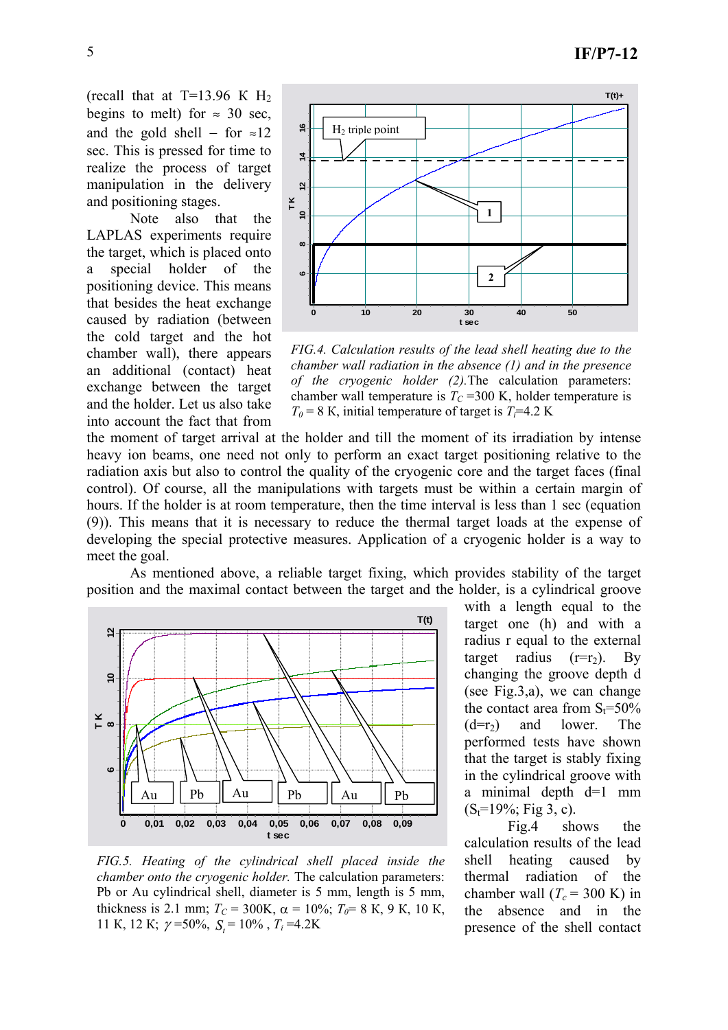(recall that at T=13.96 K $H_2$ begins to melt) for ≈ 30 sec, and the gold shell – for ≈12 sec. This is pressed for time to realize the process of target manipulation in the delivery and positioning stages.

Note also that the LAPLAS experiments require the target, which is placed onto a special holder of the positioning device. This means that besides the heat exchange caused by radiation (between the cold target and the hot chamber wall), there appears an additional (contact) heat exchange between the target and the holder. Let us also take into account the fact that from the moment of target arrival at the holder and till the moment of its irradiation by intense heavy ion beams, one need not only to perform an exact target positioning relative to the radiation axis but also to control the quality of the cryogenic core and the target faces (final control). Of course, all the manipulations with targets must be within a certain margin of hours. If the holder is at room temperature, then the time interval is less than 1 sec (equation (9)). This means that it is necessary to reduce the thermal target loads at the expense of developing the special protective measures. Application of a cryogenic holder is a way to meet the goal.

*FIG.4. Calculation results of the lead shell heating due to the chamber wall radiation in the absence (1) and in the presence of the cryogenic holder (2).* The calculation parameters: chamber wall temperature is $T_C$ =300 K, holder temperature is $T_0$ = 8 K, initial temperature of target is $T_i$=4.2 K

As mentioned above, a reliable target fixing, which provides stability of the target position and the maximal contact between the target and the holder, is a cylindrical groove with a length equal to the target one (h) and with a radius r equal to the external target radius ($r=r_2$). By changing the groove depth d (see Fig.3,a), we can change the contact area from $S_t$=50% ($d=r_2$) and lower. The performed tests have shown that the target is stably fixing in the cylindrical groove with a minimal depth d=1 mm ($S_t$=19%; Fig 3, c).

Fig.4 shows the calculation results of the lead shell heating caused by thermal radiation of the chamber wall ($T_c$ = 300 K) in the absence and in the presence of the shell contact

*FIG.5. Heating of the cylindrical shell placed inside the chamber onto the cryogenic holder.* The calculation parameters: Pb or Au cylindrical shell, diameter is 5 mm, length is 5 mm, thickness is 2.1 mm; $T_C$ = 300K, α = 10%; $T_0$= 8 K, 9 K, 10 K, 11 K, 12 K; $\gamma$ =50%, $S_t$ = 10% , $T_i$ =4.2K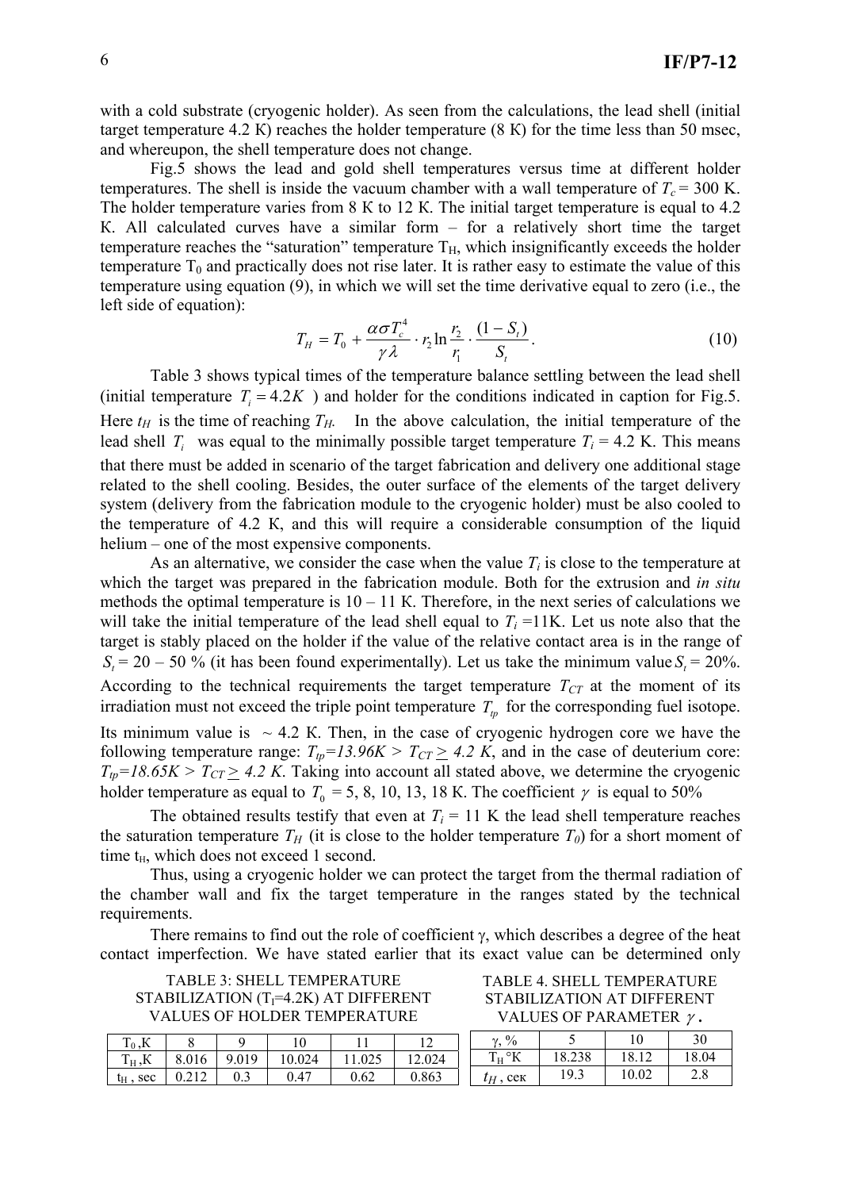with a cold substrate (cryogenic holder). As seen from the calculations, the lead shell (initial target temperature 4.2 K) reaches the holder temperature (8 K) for the time less than 50 msec, and whereupon, the shell temperature does not change.

Fig.5 shows the lead and gold shell temperatures versus time at different holder temperatures. The shell is inside the vacuum chamber with a wall temperature of $T_c = 300$ K. The holder temperature varies from 8 K to 12 K. The initial target temperature is equal to 4.2 K. All calculated curves have a similar form – for a relatively short time the target temperature reaches the "saturation" temperature $T_H$, which insignificantly exceeds the holder temperature $T_0$ and practically does not rise later. It is rather easy to estimate the value of this temperature using equation (9), in which we will set the time derivative equal to zero (i.e., the left side of equation):

$$T_H = T_0 + \frac{\alpha \sigma T_c^4}{\gamma \lambda} \cdot r_2 \ln \frac{r_2}{r_1} \cdot \frac{(1 - S_t)}{S_t}. \tag{10}$$

Table 3 shows typical times of the temperature balance settling between the lead shell (initial temperature $T_i = 4.2K$ ) and holder for the conditions indicated in caption for Fig.5. Here $t_H$ is the time of reaching $T_H$. In the above calculation, the initial temperature of the lead shell $T_i$ was equal to the minimally possible target temperature $T_i = 4.2$ K. This means that there must be added in scenario of the target fabrication and delivery one additional stage related to the shell cooling. Besides, the outer surface of the elements of the target delivery system (delivery from the fabrication module to the cryogenic holder) must be also cooled to the temperature of 4.2 K, and this will require a considerable consumption of the liquid helium – one of the most expensive components.

As an alternative, we consider the case when the value $T_i$ is close to the temperature at which the target was prepared in the fabrication module. Both for the extrusion and *in situ* methods the optimal temperature is 10 – 11 K. Therefore, in the next series of calculations we will take the initial temperature of the lead shell equal to $T_i$ =11K. Let us note also that the target is stably placed on the holder if the value of the relative contact area is in the range of $S_t$ = 20 – 50 % (it has been found experimentally). Let us take the minimum value $S_t$ = 20%. According to the technical requirements the target temperature $T_{CT}$ at the moment of its irradiation must not exceed the triple point temperature $T_{tp}$ for the corresponding fuel isotope. Its minimum value is ~ 4.2 K. Then, in the case of cryogenic hydrogen core we have the following temperature range: $T_{tp}=13.96K > T_{CT} \geq 4.2\ K$, and in the case of deuterium core: $T_{tp}=18.65K > T_{CT} \geq 4.2\ K$. Taking into account all stated above, we determine the cryogenic holder temperature as equal to $T_0$ = 5, 8, 10, 13, 18 K. The coefficient $\gamma$ is equal to 50%

The obtained results testify that even at $T_i$ = 11 K the lead shell temperature reaches the saturation temperature $T_H$ (it is close to the holder temperature $T_0$) for a short moment of time $t_H$, which does not exceed 1 second.

Thus, using a cryogenic holder we can protect the target from the thermal radiation of the chamber wall and fix the target temperature in the ranges stated by the technical requirements.

There remains to find out the role of coefficient γ, which describes a degree of the heat contact imperfection. We have stated earlier that its exact value can be determined only

TABLE 3: SHELL TEMPERATURE STABILIZATION ($T_I$=4.2K) AT DIFFERENT VALUES OF HOLDER TEMPERATURE

| $T_0$ ,K | 8 | 9 | 10 | 11 | 12 |
|---|---|---|---|---|---|
| $T_H$ ,K | 8.016 | 9.019 | 10.024 | 11.025 | 12.024 |
| $t_H$ , sec | 0.212 | 0.3 | 0.47 | 0.62 | 0.863 |

TABLE 4. SHELL TEMPERATURE STABILIZATION AT DIFFERENT VALUES OF PARAMETER $\gamma$ .

| γ, % | 5 | 10 | 30 |
|---|---|---|---|
| $T_H$ °K | 18.238 | 18.12 | 18.04 |
| $t_H$ , сек | 19.3 | 10.02 | 2.8 |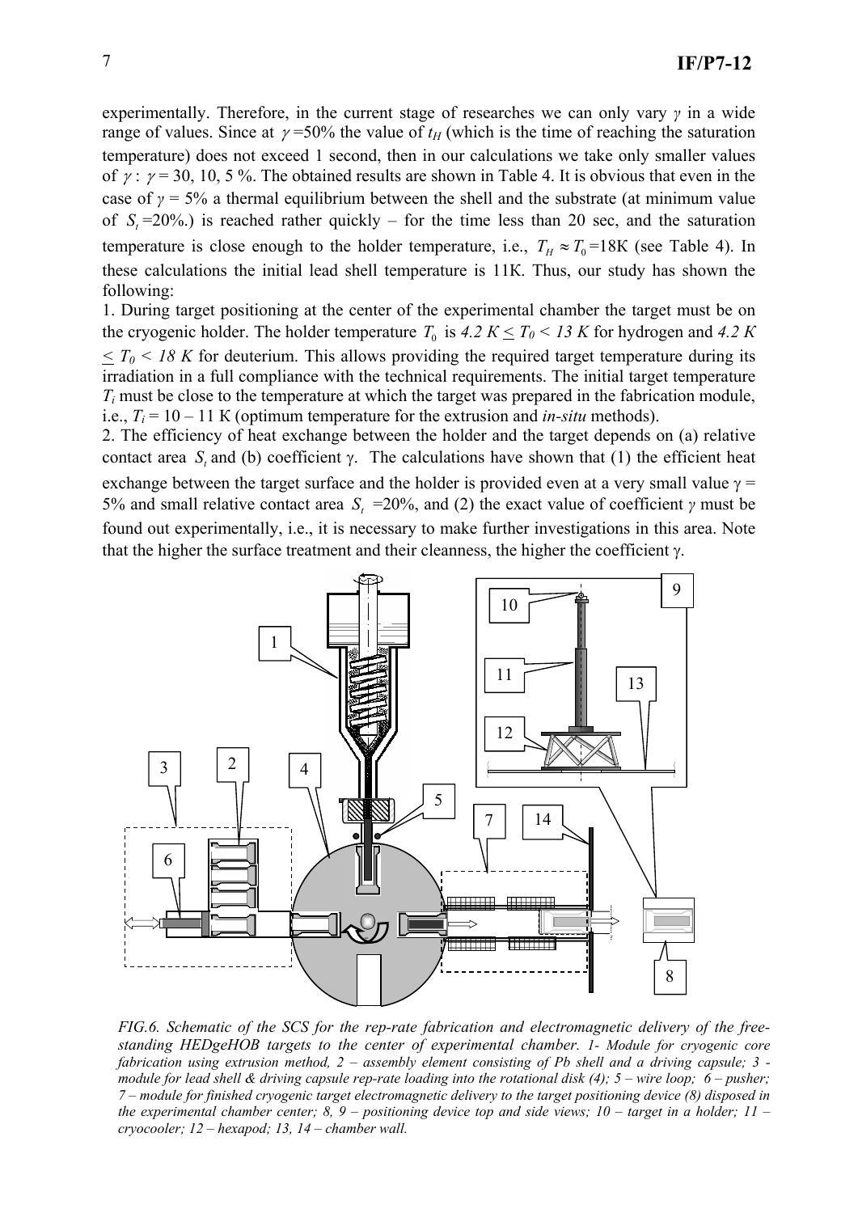experimentally. Therefore, in the current stage of researches we can only vary $\gamma$ in a wide range of values. Since at $\gamma$ =50% the value of $t_H$ (which is the time of reaching the saturation temperature) does not exceed 1 second, then in our calculations we take only smaller values of $\gamma$ : $\gamma$ = 30, 10, 5 %. The obtained results are shown in Table 4. It is obvious that even in the case of $\gamma$ = 5% a thermal equilibrium between the shell and the substrate (at minimum value of $S_t$ =20%.) is reached rather quickly – for the time less than 20 sec, and the saturation temperature is close enough to the holder temperature, i.e., $T_H \approx T_0$ =18K (see Table 4). In these calculations the initial lead shell temperature is 11K. Thus, our study has shown the following:

1. During target positioning at the center of the experimental chamber the target must be on the cryogenic holder. The holder temperature $T_0$ is $4.2\ K \le T_0 < 13\ K$ for hydrogen and $4.2\ K \le T_0 < 18\ K$ for deuterium. This allows providing the required target temperature during its irradiation in a full compliance with the technical requirements. The initial target temperature $T_i$ must be close to the temperature at which the target was prepared in the fabrication module, i.e., $T_i$ = 10 – 11 K (optimum temperature for the extrusion and *in-situ* methods).
2. The efficiency of heat exchange between the holder and the target depends on (a) relative contact area $S_t$ and (b) coefficient $\gamma$. The calculations have shown that (1) the efficient heat exchange between the target surface and the holder is provided even at a very small value $\gamma$ = 5% and small relative contact area $S_t$ =20%, and (2) the exact value of coefficient $\gamma$ must be found out experimentally, i.e., it is necessary to make further investigations in this area. Note that the higher the surface treatment and their cleanness, the higher the coefficient $\gamma$.

*FIG.6. Schematic of the SCS for the rep-rate fabrication and electromagnetic delivery of the free-standing HEDgeHOB targets to the center of experimental chamber. 1- Module for cryogenic core fabrication using extrusion method, 2 – assembly element consisting of Pb shell and a driving capsule; 3 - module for lead shell & driving capsule rep-rate loading into the rotational disk (4); 5 – wire loop; 6 – pusher; 7 – module for finished cryogenic target electromagnetic delivery to the target positioning device (8) disposed in the experimental chamber center; 8, 9 – positioning device top and side views; 10 – target in a holder; 11 – cryocooler; 12 – hexapod; 13, 14 – chamber wall.*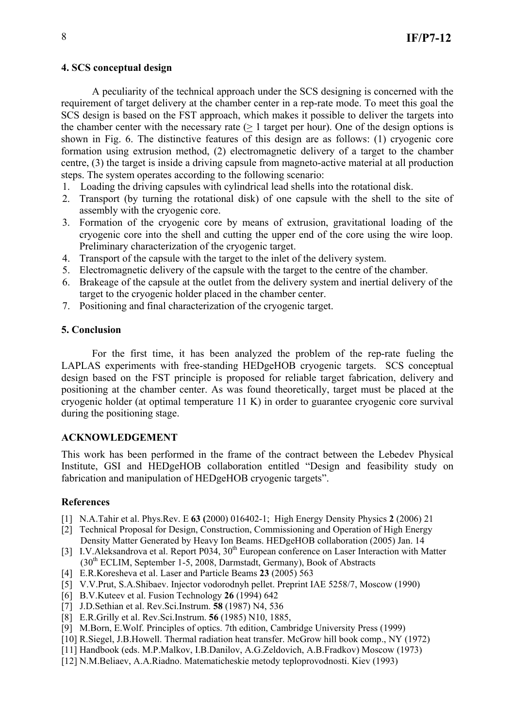## 4. SCS conceptual design

A peculiarity of the technical approach under the SCS designing is concerned with the requirement of target delivery at the chamber center in a rep-rate mode. To meet this goal the SCS design is based on the FST approach, which makes it possible to deliver the targets into the chamber center with the necessary rate ($\geq$ 1 target per hour). One of the design options is shown in Fig. 6. The distinctive features of this design are as follows: (1) cryogenic core formation using extrusion method, (2) electromagnetic delivery of a target to the chamber centre, (3) the target is inside a driving capsule from magneto-active material at all production steps. The system operates according to the following scenario:

1. Loading the driving capsules with cylindrical lead shells into the rotational disk.
2. Transport (by turning the rotational disk) of one capsule with the shell to the site of assembly with the cryogenic core.
3. Formation of the cryogenic core by means of extrusion, gravitational loading of the cryogenic core into the shell and cutting the upper end of the core using the wire loop. Preliminary characterization of the cryogenic target.
4. Transport of the capsule with the target to the inlet of the delivery system.
5. Electromagnetic delivery of the capsule with the target to the centre of the chamber.
6. Brakeage of the capsule at the outlet from the delivery system and inertial delivery of the target to the cryogenic holder placed in the chamber center.
7. Positioning and final characterization of the cryogenic target.

## 5. Conclusion

For the first time, it has been analyzed the problem of the rep-rate fueling the LAPLAS experiments with free-standing HEDgeHOB cryogenic targets. SCS conceptual design based on the FST principle is proposed for reliable target fabrication, delivery and positioning at the chamber center. As was found theoretically, target must be placed at the cryogenic holder (at optimal temperature 11 K) in order to guarantee cryogenic core survival during the positioning stage.

## ACKNOWLEDGEMENT

This work has been performed in the frame of the contract between the Lebedev Physical Institute, GSI and HEDgeHOB collaboration entitled "Design and feasibility study on fabrication and manipulation of HEDgeHOB cryogenic targets".

## References

[1] N.A.Tahir et al. Phys.Rev. E **63 (**2000) 016402-1; High Energy Density Physics **2** (2006) 21
[2] Technical Proposal for Design, Construction, Commissioning and Operation of High Energy Density Matter Generated by Heavy Ion Beams. HEDgeHOB collaboration (2005) Jan. 14
[3] I.V.Aleksandrova et al. Report P034, 30th European conference on Laser Interaction with Matter (30th ECLIM, September 1-5, 2008, Darmstadt, Germany), Book of Abstracts
[4] E.R.Koresheva et al. Laser and Particle Beams **23** (2005) 563
[5] V.V.Prut, S.A.Shibaev. Injector vodorodnyh pellet. Preprint IAE 5258/7, Moscow (1990)
[6] B.V.Kuteev et al. Fusion Technology **26** (1994) 642
[7] J.D.Sethian et al. Rev.Sci.Instrum. **58** (1987) N4, 536
[8] E.R.Grilly et al. Rev.Sci.Instrum. **56** (1985) N10, 1885,
[9] M.Born, E.Wolf. Principles of optics. 7th edition, Cambridge University Press (1999)
[10] R.Siegel, J.B.Howell. Thermal radiation heat transfer. McGrow hill book comp., NY (1972)
[11] Handbook (eds. M.P.Malkov, I.B.Danilov, A.G.Zeldovich, A.B.Fradkov) Moscow (1973)
[12] N.M.Beliaev, A.A.Riadno. Matematicheskie metody teploprovodnosti. Kiev (1993)